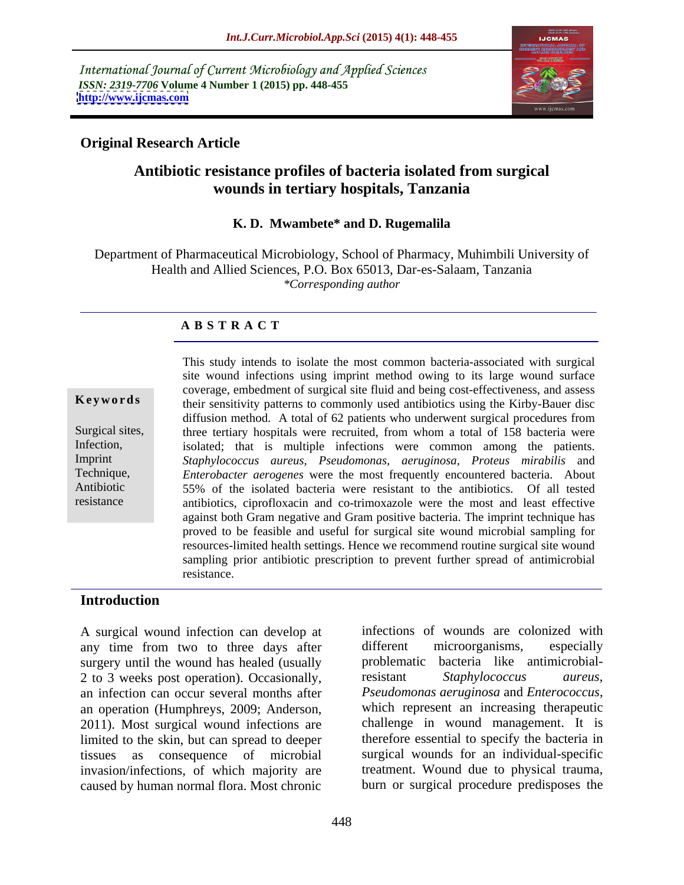International Journal of Current Microbiology and Applied Sciences
*ISSN: 2319-7706* **Volume 4 Number 1 (2015) pp. 448-455**
**http://www.ijcmas.com**

**Original Research Article**

# Antibiotic resistance profiles of bacteria isolated from surgical wounds in tertiary hospitals, Tanzania

**K. D. Mwambete\* and D. Rugemalila**

Department of Pharmaceutical Microbiology, School of Pharmacy, Muhimbili University of Health and Allied Sciences, P.O. Box 65013, Dar-es-Salaam, Tanzania
*\*Corresponding author*

**A B S T R A C T**

**Keywords**

Surgical sites, Infection, Imprint Technique, Antibiotic resistance

This study intends to isolate the most common bacteria-associated with surgical site wound infections using imprint method owing to its large wound surface coverage, embedment of surgical site fluid and being cost-effectiveness, and assess their sensitivity patterns to commonly used antibiotics using the Kirby-Bauer disc diffusion method. A total of 62 patients who underwent surgical procedures from three tertiary hospitals were recruited, from whom a total of 158 bacteria were isolated; that is multiple infections were common among the patients. *Staphylococcus aureus*, *Pseudomonas*, *aeruginosa*, *Proteus mirabilis* and *Enterobacter aerogenes* were the most frequently encountered bacteria. About 55% of the isolated bacteria were resistant to the antibiotics. Of all tested antibiotics, ciprofloxacin and co-trimoxazole were the most and least effective against both Gram negative and Gram positive bacteria. The imprint technique has proved to be feasible and useful for surgical site wound microbial sampling for resources-limited health settings. Hence we recommend routine surgical site wound sampling prior antibiotic prescription to prevent further spread of antimicrobial resistance.

## Introduction

A surgical wound infection can develop at any time from two to three days after surgery until the wound has healed (usually 2 to 3 weeks post operation). Occasionally, an infection can occur several months after an operation (Humphreys, 2009; Anderson, 2011). Most surgical wound infections are limited to the skin, but can spread to deeper tissues as consequence of microbial invasion/infections, of which majority are caused by human normal flora. Most chronic infections of wounds are colonized with different microorganisms, especially problematic bacteria like antimicrobial-resistant *Staphylococcus aureus*, *Pseudomonas aeruginosa* and *Enterococcus*, which represent an increasing therapeutic challenge in wound management. It is therefore essential to specify the bacteria in surgical wounds for an individual-specific treatment. Wound due to physical trauma, burn or surgical procedure predisposes the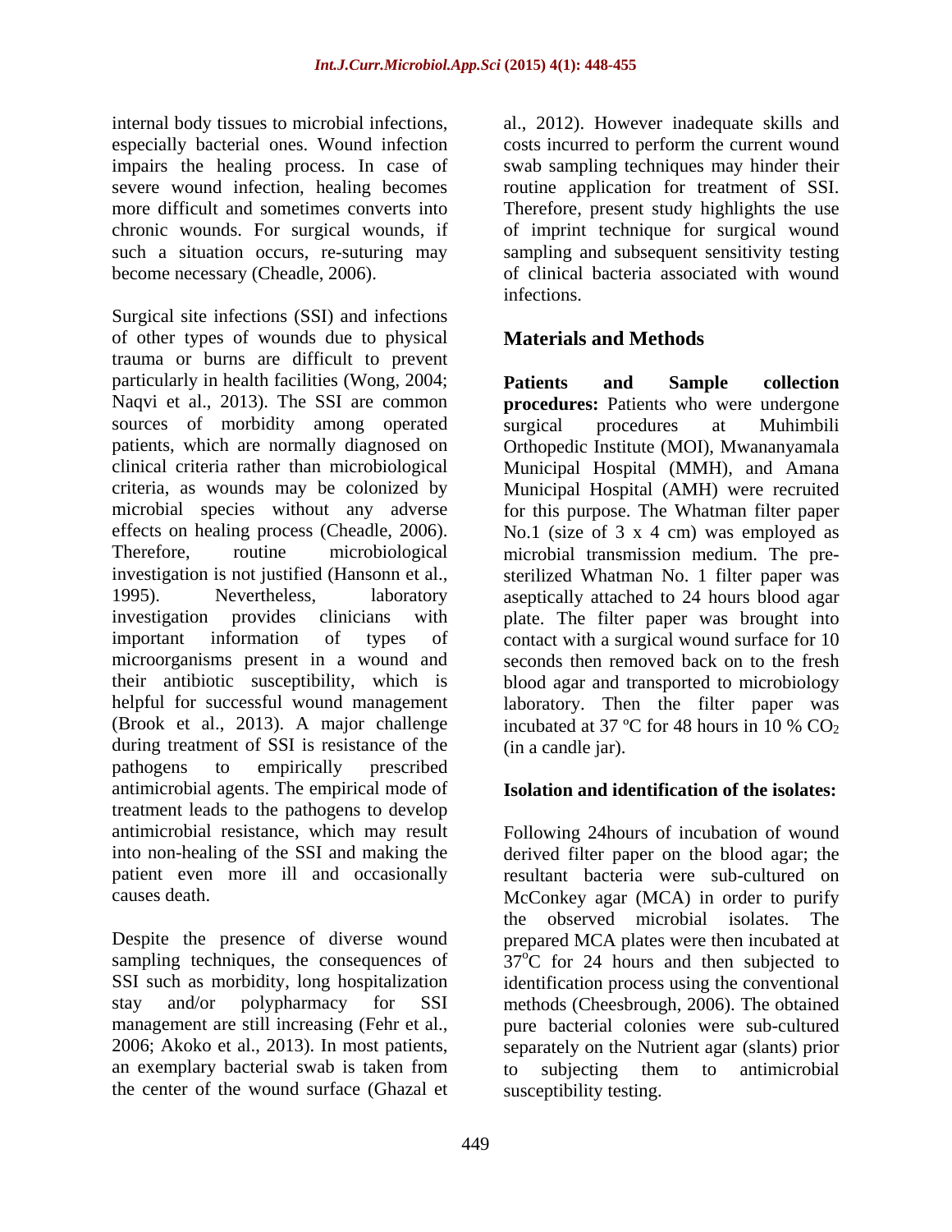internal body tissues to microbial infections, especially bacterial ones. Wound infection impairs the healing process. In case of severe wound infection, healing becomes more difficult and sometimes converts into chronic wounds. For surgical wounds, if such a situation occurs, re-suturing may become necessary (Cheadle, 2006).

Surgical site infections (SSI) and infections of other types of wounds due to physical trauma or burns are difficult to prevent particularly in health facilities (Wong, 2004; Naqvi et al., 2013). The SSI are common sources of morbidity among operated patients, which are normally diagnosed on clinical criteria rather than microbiological criteria, as wounds may be colonized by microbial species without any adverse effects on healing process (Cheadle, 2006). Therefore, routine microbiological investigation is not justified (Hansonn et al., 1995). Nevertheless, laboratory investigation provides clinicians with important information of types of microorganisms present in a wound and their antibiotic susceptibility, which is helpful for successful wound management (Brook et al., 2013). A major challenge during treatment of SSI is resistance of the pathogens to empirically prescribed antimicrobial agents. The empirical mode of treatment leads to the pathogens to develop antimicrobial resistance, which may result into non-healing of the SSI and making the patient even more ill and occasionally causes death.

Despite the presence of diverse wound sampling techniques, the consequences of SSI such as morbidity, long hospitalization stay and/or polypharmacy for SSI management are still increasing (Fehr et al., 2006; Akoko et al., 2013). In most patients, an exemplary bacterial swab is taken from the center of the wound surface (Ghazal et al., 2012). However inadequate skills and costs incurred to perform the current wound swab sampling techniques may hinder their routine application for treatment of SSI. Therefore, present study highlights the use of imprint technique for surgical wound sampling and subsequent sensitivity testing of clinical bacteria associated with wound infections.

## Materials and Methods

**Patients and Sample collection procedures:** Patients who were undergone surgical procedures at Muhimbili Orthopedic Institute (MOI), Mwananyamala Municipal Hospital (MMH), and Amana Municipal Hospital (AMH) were recruited for this purpose. The Whatman filter paper No.1 (size of 3 x 4 cm) was employed as microbial transmission medium. The pre-sterilized Whatman No. 1 filter paper was aseptically attached to 24 hours blood agar plate. The filter paper was brought into contact with a surgical wound surface for 10 seconds then removed back on to the fresh blood agar and transported to microbiology laboratory. Then the filter paper was incubated at 37 ºC for 48 hours in 10 % $CO_2$ (in a candle jar).

**Isolation and identification of the isolates:**

Following 24hours of incubation of wound derived filter paper on the blood agar; the resultant bacteria were sub-cultured on McConkey agar (MCA) in order to purify the observed microbial isolates. The prepared MCA plates were then incubated at $37^{o}$C for 24 hours and then subjected to identification process using the conventional methods (Cheesbrough, 2006). The obtained pure bacterial colonies were sub-cultured separately on the Nutrient agar (slants) prior to subjecting them to antimicrobial susceptibility testing.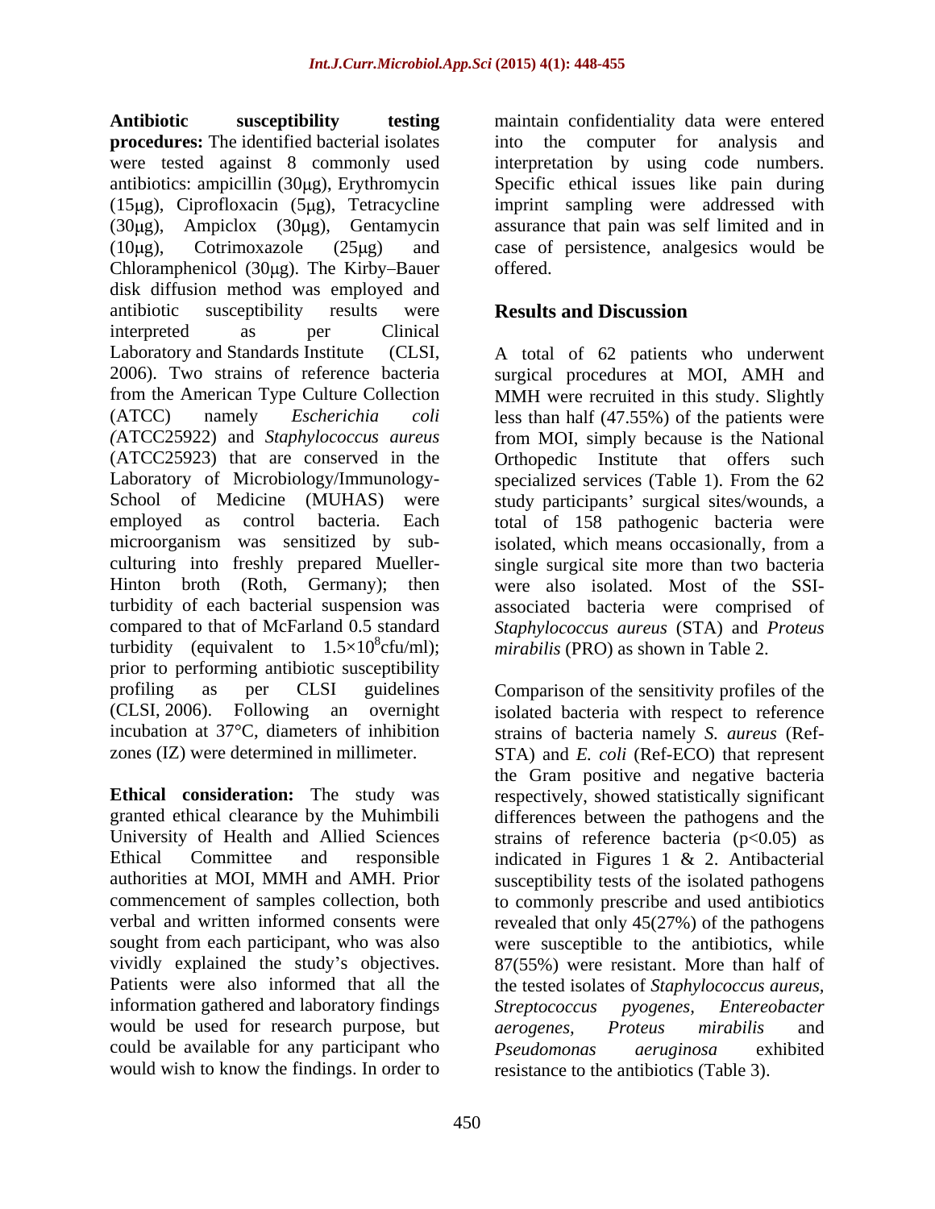**Antibiotic susceptibility testing procedures:** The identified bacterial isolates were tested against 8 commonly used antibiotics: ampicillin (30μg), Erythromycin (15μg), Ciprofloxacin (5μg), Tetracycline (30μg), Ampiclox (30μg), Gentamycin (10μg), Cotrimoxazole (25μg) and Chloramphenicol (30μg). The Kirby–Bauer disk diffusion method was employed and antibiotic susceptibility results were interpreted as per Clinical Laboratory and Standards Institute (CLSI, 2006). Two strains of reference bacteria from the American Type Culture Collection (ATCC) namely *Escherichia coli* (ATCC25922) and *Staphylococcus aureus* (ATCC25923) that are conserved in the Laboratory of Microbiology/Immunology-School of Medicine (MUHAS) were employed as control bacteria. Each microorganism was sensitized by sub-culturing into freshly prepared Mueller-Hinton broth (Roth, Germany); then turbidity of each bacterial suspension was compared to that of McFarland 0.5 standard turbidity (equivalent to $1.5\times10^8$cfu/ml); prior to performing antibiotic susceptibility profiling as per CLSI guidelines (CLSI, 2006). Following an overnight incubation at 37°C, diameters of inhibition zones (IZ) were determined in millimeter.

**Ethical consideration:** The study was granted ethical clearance by the Muhimbili University of Health and Allied Sciences Ethical Committee and responsible authorities at MOI, MMH and AMH. Prior commencement of samples collection, both verbal and written informed consents were sought from each participant, who was also vividly explained the study's objectives. Patients were also informed that all the information gathered and laboratory findings would be used for research purpose, but could be available for any participant who would wish to know the findings. In order to maintain confidentiality data were entered into the computer for analysis and interpretation by using code numbers. Specific ethical issues like pain during imprint sampling were addressed with assurance that pain was self limited and in case of persistence, analgesics would be offered.

## Results and Discussion

A total of 62 patients who underwent surgical procedures at MOI, AMH and MMH were recruited in this study. Slightly less than half (47.55%) of the patients were from MOI, simply because is the National Orthopedic Institute that offers such specialized services (Table 1). From the 62 study participants' surgical sites/wounds, a total of 158 pathogenic bacteria were isolated, which means occasionally, from a single surgical site more than two bacteria were also isolated. Most of the SSI-associated bacteria were comprised of *Staphylococcus aureus* (STA) and *Proteus mirabilis* (PRO) as shown in Table 2.

Comparison of the sensitivity profiles of the isolated bacteria with respect to reference strains of bacteria namely *S. aureus* (Ref-STA) and *E. coli* (Ref-ECO) that represent the Gram positive and negative bacteria respectively, showed statistically significant differences between the pathogens and the strains of reference bacteria ($p<0.05$) as indicated in Figures 1 & 2. Antibacterial susceptibility tests of the isolated pathogens to commonly prescribe and used antibiotics revealed that only 45(27%) of the pathogens were susceptible to the antibiotics, while 87(55%) were resistant. More than half of the tested isolates of *Staphylococcus aureus*, *Streptococcus pyogenes*, *Entereobacter aerogenes*, *Proteus mirabilis* and *Pseudomonas aeruginosa* exhibited resistance to the antibiotics (Table 3).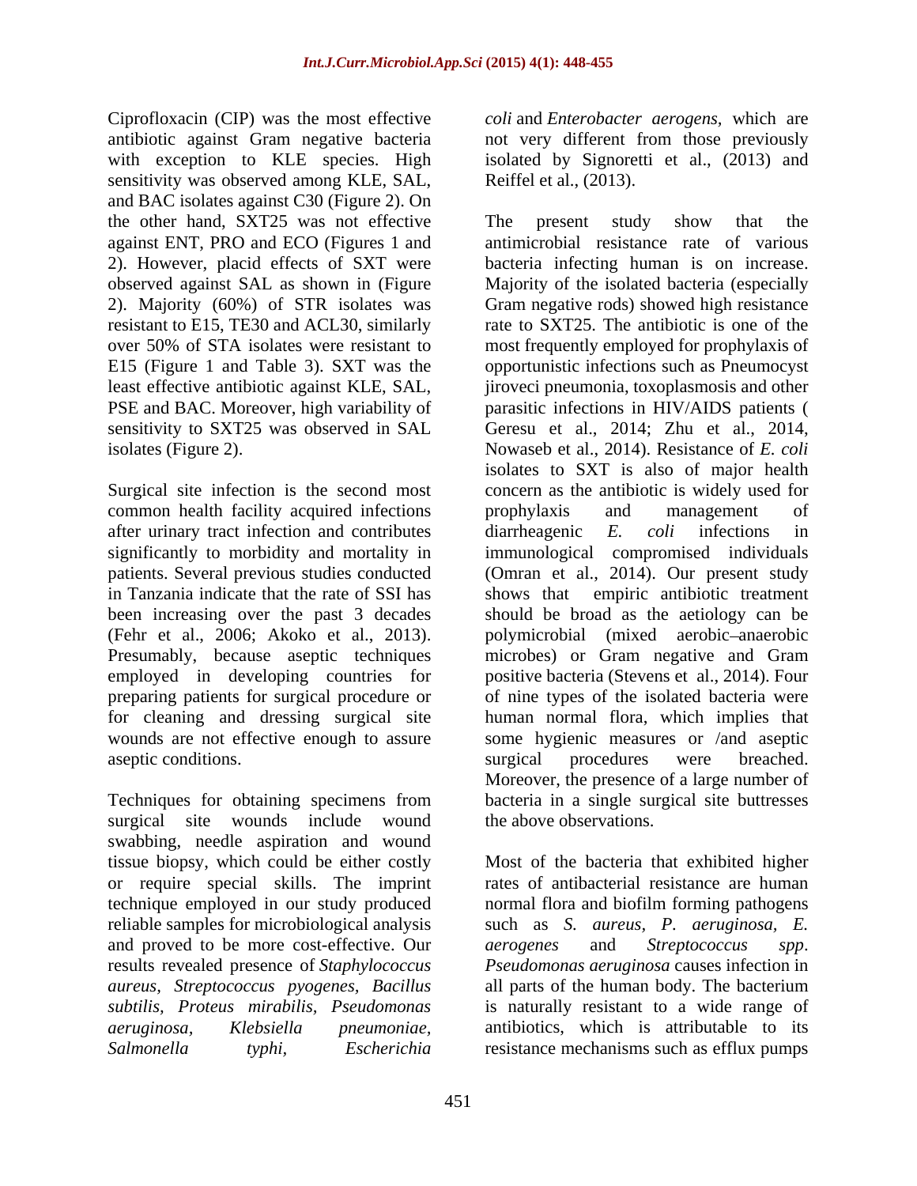Ciprofloxacin (CIP) was the most effective antibiotic against Gram negative bacteria with exception to KLE species. High sensitivity was observed among KLE, SAL, and BAC isolates against C30 (Figure 2). On the other hand, SXT25 was not effective against ENT, PRO and ECO (Figures 1 and 2). However, placid effects of SXT were observed against SAL as shown in (Figure 2). Majority (60%) of STR isolates was resistant to E15, TE30 and ACL30, similarly over 50% of STA isolates were resistant to E15 (Figure 1 and Table 3). SXT was the least effective antibiotic against KLE, SAL, PSE and BAC. Moreover, high variability of sensitivity to SXT25 was observed in SAL isolates (Figure 2).

Surgical site infection is the second most common health facility acquired infections after urinary tract infection and contributes significantly to morbidity and mortality in patients. Several previous studies conducted in Tanzania indicate that the rate of SSI has been increasing over the past 3 decades (Fehr et al., 2006; Akoko et al., 2013). Presumably, because aseptic techniques employed in developing countries for preparing patients for surgical procedure or for cleaning and dressing surgical site wounds are not effective enough to assure aseptic conditions.

Techniques for obtaining specimens from surgical site wounds include wound swabbing, needle aspiration and wound tissue biopsy, which could be either costly or require special skills. The imprint technique employed in our study produced reliable samples for microbiological analysis and proved to be more cost-effective. Our results revealed presence of *Staphylococcus aureus, Streptococcus pyogenes, Bacillus subtilis, Proteus mirabilis, Pseudomonas aeruginosa, Klebsiella pneumoniae, Salmonella typhi, Escherichia coli* and *Enterobacter aerogens,* which are not very different from those previously isolated by Signoretti et al., (2013) and Reiffel et al., (2013).

The present study show that the antimicrobial resistance rate of various bacteria infecting human is on increase. Majority of the isolated bacteria (especially Gram negative rods) showed high resistance rate to SXT25. The antibiotic is one of the most frequently employed for prophylaxis of opportunistic infections such as Pneumocyst jiroveci pneumonia, toxoplasmosis and other parasitic infections in HIV/AIDS patients ( Geresu et al., 2014; Zhu et al., 2014, Nowaseb et al., 2014). Resistance of *E. coli* isolates to SXT is also of major health concern as the antibiotic is widely used for prophylaxis and management of diarrheagenic *E. coli* infections in immunological compromised individuals (Omran et al., 2014). Our present study shows that empiric antibiotic treatment should be broad as the aetiology can be polymicrobial (mixed aerobic–anaerobic microbes) or Gram negative and Gram positive bacteria (Stevens et al., 2014). Four of nine types of the isolated bacteria were human normal flora, which implies that some hygienic measures or /and aseptic surgical procedures were breached. Moreover, the presence of a large number of bacteria in a single surgical site buttresses the above observations.

Most of the bacteria that exhibited higher rates of antibacterial resistance are human normal flora and biofilm forming pathogens such as *S. aureus, P. aeruginosa, E. aerogenes* and *Streptococcus spp*. *Pseudomonas aeruginosa* causes infection in all parts of the human body. The bacterium is naturally resistant to a wide range of antibiotics, which is attributable to its resistance mechanisms such as efflux pumps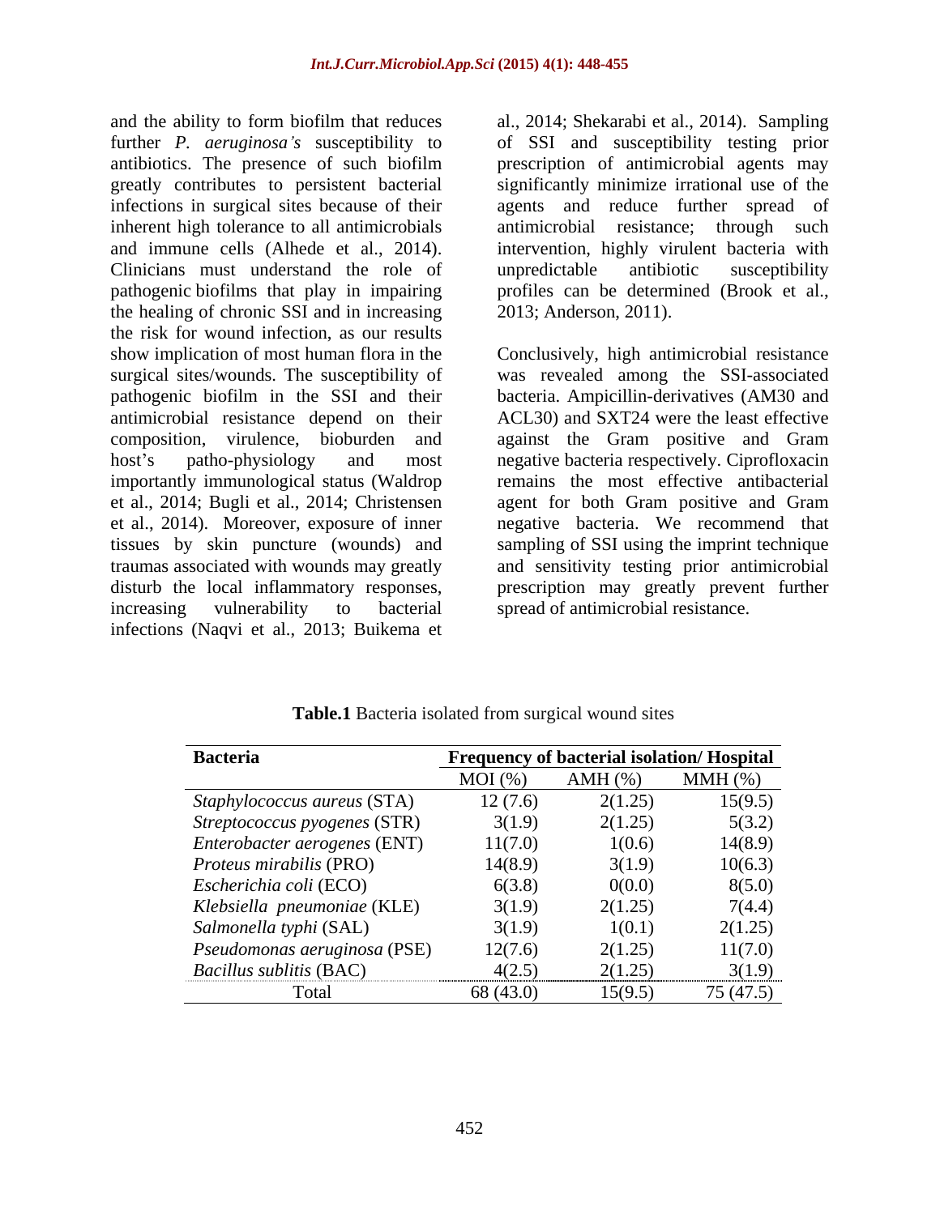and the ability to form biofilm that reduces further *P. aeruginosa's* susceptibility to antibiotics. The presence of such biofilm greatly contributes to persistent bacterial infections in surgical sites because of their inherent high tolerance to all antimicrobials and immune cells (Alhede et al., 2014). Clinicians must understand the role of pathogenic biofilms that play in impairing the healing of chronic SSI and in increasing the risk for wound infection, as our results show implication of most human flora in the surgical sites/wounds. The susceptibility of pathogenic biofilm in the SSI and their antimicrobial resistance depend on their composition, virulence, bioburden and host's patho-physiology and most importantly immunological status (Waldrop et al., 2014; Bugli et al., 2014; Christensen et al., 2014). Moreover, exposure of inner tissues by skin puncture (wounds) and traumas associated with wounds may greatly disturb the local inflammatory responses, increasing vulnerability to bacterial infections (Naqvi et al., 2013; Buikema et al., 2014; Shekarabi et al., 2014). Sampling of SSI and susceptibility testing prior prescription of antimicrobial agents may significantly minimize irrational use of the agents and reduce further spread of antimicrobial resistance; through such intervention, highly virulent bacteria with unpredictable antibiotic susceptibility profiles can be determined (Brook et al., 2013; Anderson, 2011).

Conclusively, high antimicrobial resistance was revealed among the SSI-associated bacteria. Ampicillin-derivatives (AM30 and ACL30) and SXT24 were the least effective against the Gram positive and Gram negative bacteria respectively. Ciprofloxacin remains the most effective antibacterial agent for both Gram positive and Gram negative bacteria. We recommend that sampling of SSI using the imprint technique and sensitivity testing prior antimicrobial prescription may greatly prevent further spread of antimicrobial resistance.

**Table.1** Bacteria isolated from surgical wound sites

| Bacteria | Frequency of bacterial isolation/ Hospital | | |
|---|---|---|---|
| | MOI (%) | AMH (%) | MMH (%) |
| *Staphylococcus aureus* (STA) | 12 (7.6) | 2(1.25) | 15(9.5) |
| *Streptococcus pyogenes* (STR) | 3(1.9) | 2(1.25) | 5(3.2) |
| *Enterobacter aerogenes* (ENT) | 11(7.0) | 1(0.6) | 14(8.9) |
| *Proteus mirabilis* (PRO) | 14(8.9) | 3(1.9) | 10(6.3) |
| *Escherichia coli* (ECO) | 6(3.8) | 0(0.0) | 8(5.0) |
| *Klebsiella pneumoniae* (KLE) | 3(1.9) | 2(1.25) | 7(4.4) |
| *Salmonella typhi* (SAL) | 3(1.9) | 1(0.1) | 2(1.25) |
| *Pseudomonas aeruginosa* (PSE) | 12(7.6) | 2(1.25) | 11(7.0) |
| *Bacillus sublitis* (BAC) | 4(2.5) | 2(1.25) | 3(1.9) |
| Total | 68 (43.0) | 15(9.5) | 75 (47.5) |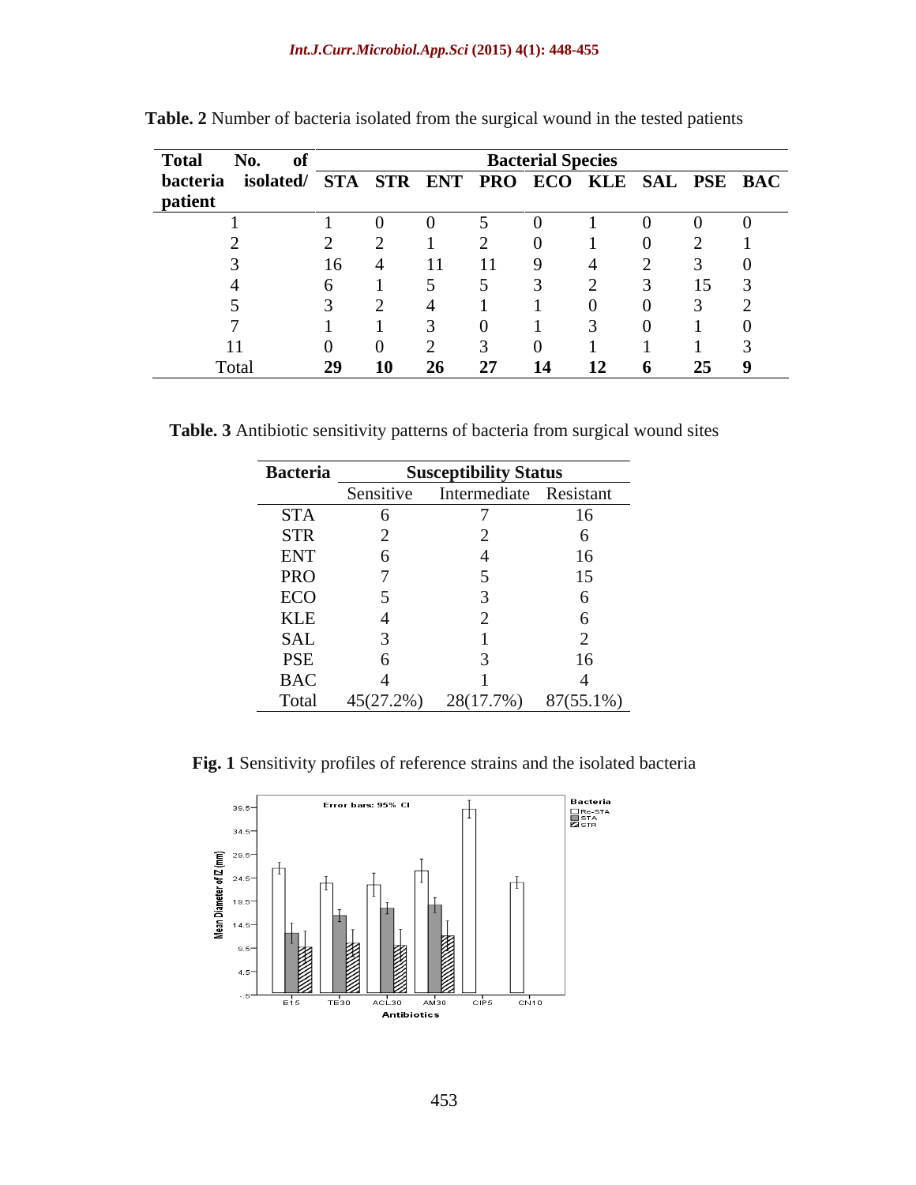**Table. 2** Number of bacteria isolated from the surgical wound in the tested patients

| Total No. of bacteria isolated/ patient | Bacterial Species | | | | | | | | |
|---|---|---|---|---|---|---|---|---|---|
| | STA | STR | ENT | PRO | ECO | KLE | SAL | PSE | BAC |
| 1 | 1 | 0 | 0 | 5 | 0 | 1 | 0 | 0 | 0 |
| 2 | 2 | 2 | 1 | 2 | 0 | 1 | 0 | 2 | 1 |
| 3 | 16 | 4 | 11 | 11 | 9 | 4 | 2 | 3 | 0 |
| 4 | 6 | 1 | 5 | 5 | 3 | 2 | 3 | 15 | 3 |
| 5 | 3 | 2 | 4 | 1 | 1 | 0 | 0 | 3 | 2 |
| 7 | 1 | 1 | 3 | 0 | 1 | 3 | 0 | 1 | 0 |
| 11 | 0 | 0 | 2 | 3 | 0 | 1 | 1 | 1 | 3 |
| Total | **29** | **10** | **26** | **27** | **14** | **12** | **6** | **25** | **9** |

**Table. 3** Antibiotic sensitivity patterns of bacteria from surgical wound sites

| Bacteria | Susceptibility Status | | |
|---|---|---|---|
| | Sensitive | Intermediate | Resistant |
| STA | 6 | 7 | 16 |
| STR | 2 | 2 | 6 |
| ENT | 6 | 4 | 16 |
| PRO | 7 | 5 | 15 |
| ECO | 5 | 3 | 6 |
| KLE | 4 | 2 | 6 |
| SAL | 3 | 1 | 2 |
| PSE | 6 | 3 | 16 |
| BAC | 4 | 1 | 4 |
| Total | 45(27.2%) | 28(17.7%) | 87(55.1%) |

**Fig. 1** Sensitivity profiles of reference strains and the isolated bacteria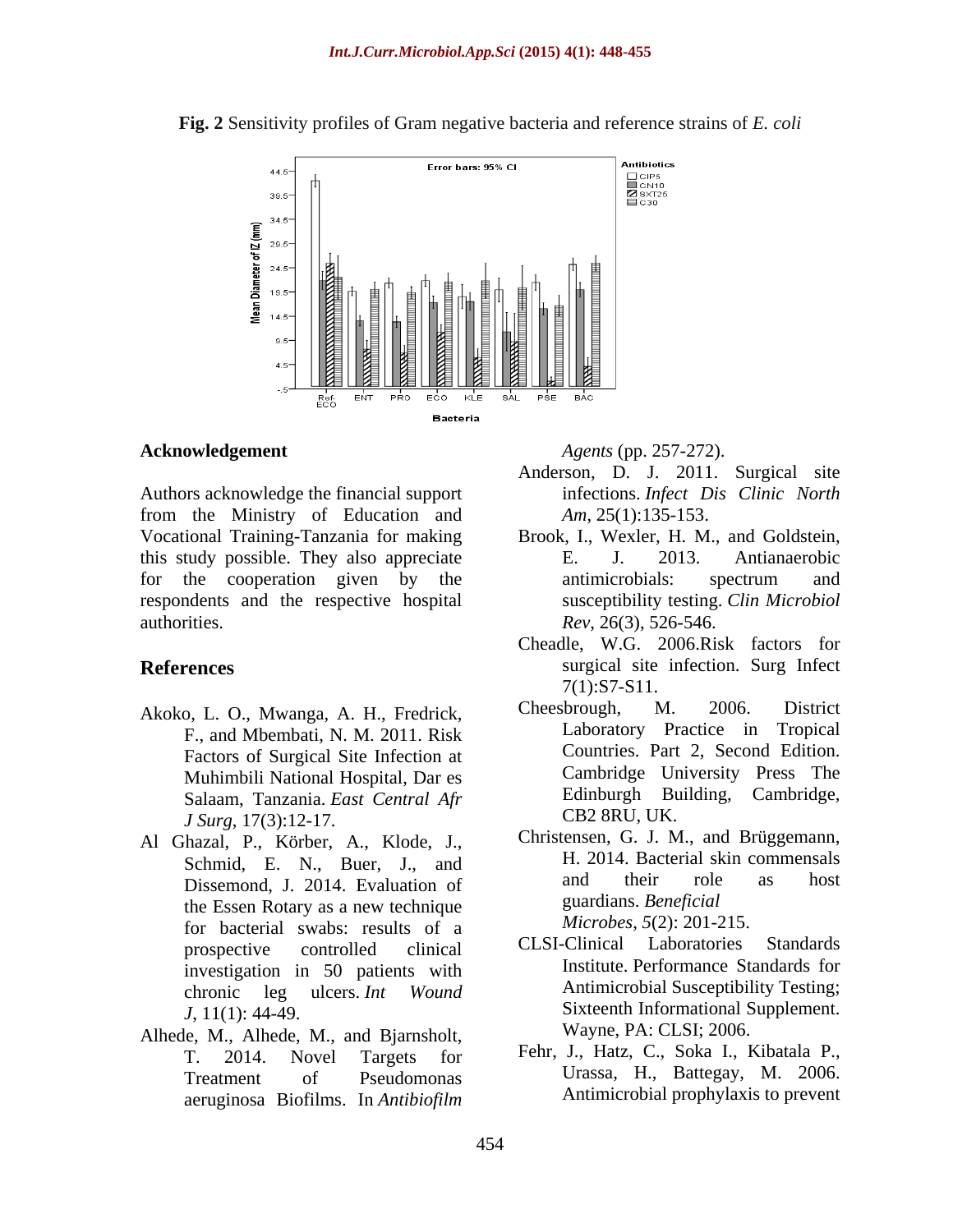**Fig. 2** Sensitivity profiles of Gram negative bacteria and reference strains of *E. coli*

## Acknowledgement

Authors acknowledge the financial support from the Ministry of Education and Vocational Training-Tanzania for making this study possible. They also appreciate for the cooperation given by the respondents and the respective hospital authorities.

## References

Akoko, L. O., Mwanga, A. H., Fredrick, F., and Mbembati, N. M. 2011. Risk Factors of Surgical Site Infection at Muhimbili National Hospital, Dar es Salaam, Tanzania. *East Central Afr J Surg*, 17(3):12-17.

Al Ghazal, P., Körber, A., Klode, J., Schmid, E. N., Buer, J., and Dissemond, J. 2014. Evaluation of the Essen Rotary as a new technique for bacterial swabs: results of a prospective controlled clinical investigation in 50 patients with chronic leg ulcers. *Int Wound J*, 11(1): 44-49.

Alhede, M., Alhede, M., and Bjarnsholt, T. 2014. Novel Targets for Treatment of Pseudomonas aeruginosa Biofilms. In *Antibiofilm Agents* (pp. 257-272).

Anderson, D. J. 2011. Surgical site infections. *Infect Dis Clinic North Am*, 25(1):135-153.

Brook, I., Wexler, H. M., and Goldstein, E. J. 2013. Antianaerobic antimicrobials: spectrum and susceptibility testing. *Clin Microbiol Rev*, 26(3), 526-546.

Cheadle, W.G. 2006.Risk factors for surgical site infection. Surg Infect 7(1):S7-S11.

Cheesbrough, M. 2006. District Laboratory Practice in Tropical Countries. Part 2, Second Edition. Cambridge University Press The Edinburgh Building, Cambridge, CB2 8RU, UK.

Christensen, G. J. M., and Brüggemann, H. 2014. Bacterial skin commensals and their role as host guardians. *Beneficial Microbes*, *5*(2): 201-215.

CLSI-Clinical Laboratories Standards Institute. Performance Standards for Antimicrobial Susceptibility Testing; Sixteenth Informational Supplement. Wayne, PA: CLSI; 2006.

Fehr, J., Hatz, C., Soka I., Kibatala P., Urassa, H., Battegay, M. 2006. Antimicrobial prophylaxis to prevent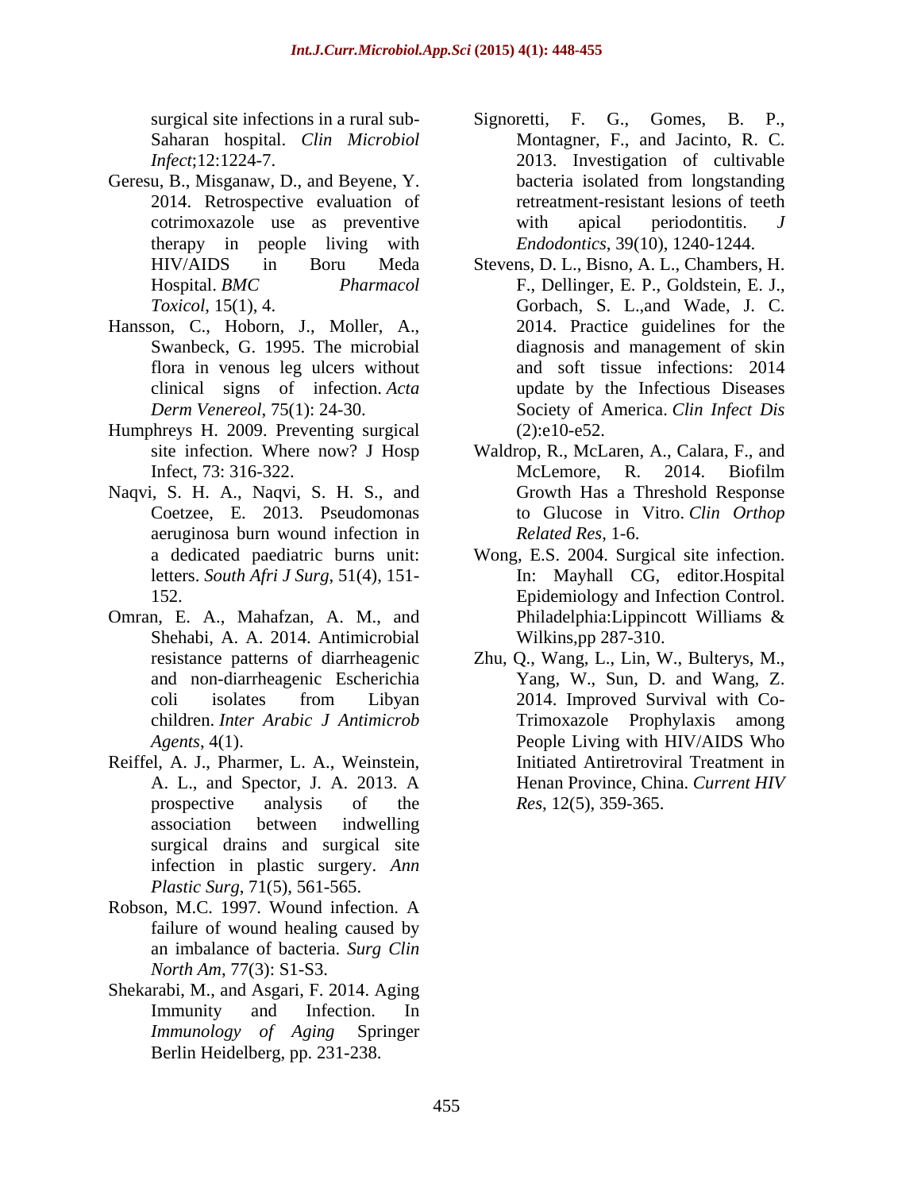surgical site infections in a rural sub-Saharan hospital. *Clin Microbiol Infect*;12:1224-7.

Geresu, B., Misganaw, D., and Beyene, Y. 2014. Retrospective evaluation of cotrimoxazole use as preventive therapy in people living with HIV/AIDS in Boru Meda Hospital. *BMC Pharmacol Toxicol*, 15(1), 4.

Hansson, C., Hoborn, J., Moller, A., Swanbeck, G. 1995. The microbial flora in venous leg ulcers without clinical signs of infection. *Acta Derm Venereol*, 75(1): 24-30.

Humphreys H. 2009. Preventing surgical site infection. Where now? J Hosp Infect, 73: 316-322.

Naqvi, S. H. A., Naqvi, S. H. S., and Coetzee, E. 2013. Pseudomonas aeruginosa burn wound infection in a dedicated paediatric burns unit: letters. *South Afri J Surg*, 51(4), 151-152.

Omran, E. A., Mahafzan, A. M., and Shehabi, A. A. 2014. Antimicrobial resistance patterns of diarrheagenic and non-diarrheagenic Escherichia coli isolates from Libyan children. *Inter Arabic J Antimicrob Agents*, 4(1).

Reiffel, A. J., Pharmer, L. A., Weinstein, A. L., and Spector, J. A. 2013. A prospective analysis of the association between indwelling surgical drains and surgical site infection in plastic surgery. *Ann Plastic Surg*, 71(5), 561-565.

Robson, M.C. 1997. Wound infection. A failure of wound healing caused by an imbalance of bacteria. *Surg Clin North Am*, 77(3): S1-S3.

Shekarabi, M., and Asgari, F. 2014. Aging Immunity and Infection. In *Immunology of Aging* Springer Berlin Heidelberg, pp. 231-238.

Signoretti, F. G., Gomes, B. P., Montagner, F., and Jacinto, R. C. 2013. Investigation of cultivable bacteria isolated from longstanding retreatment-resistant lesions of teeth with apical periodontitis. *J Endodontics*, 39(10), 1240-1244.

Stevens, D. L., Bisno, A. L., Chambers, H. F., Dellinger, E. P., Goldstein, E. J., Gorbach, S. L.,and Wade, J. C. 2014. Practice guidelines for the diagnosis and management of skin and soft tissue infections: 2014 update by the Infectious Diseases Society of America. *Clin Infect Dis* (2):e10-e52.

Waldrop, R., McLaren, A., Calara, F., and McLemore, R. 2014. Biofilm Growth Has a Threshold Response to Glucose in Vitro. *Clin Orthop Related Res*, 1-6.

Wong, E.S. 2004. Surgical site infection. In: Mayhall CG, editor.Hospital Epidemiology and Infection Control. Philadelphia:Lippincott Williams & Wilkins,pp 287-310.

Zhu, Q., Wang, L., Lin, W., Bulterys, M., Yang, W., Sun, D. and Wang, Z. 2014. Improved Survival with Co-Trimoxazole Prophylaxis among People Living with HIV/AIDS Who Initiated Antiretroviral Treatment in Henan Province, China. *Current HIV Res*, 12(5), 359-365.